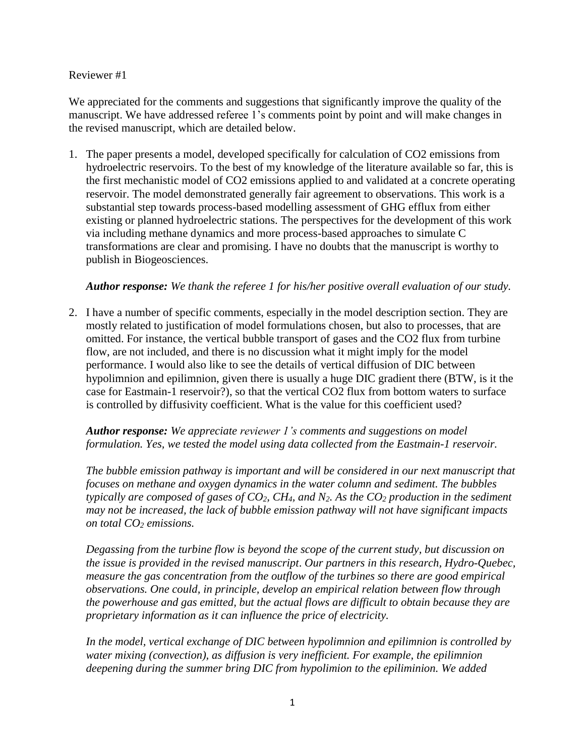Reviewer #1

We appreciated for the comments and suggestions that significantly improve the quality of the manuscript. We have addressed referee 1's comments point by point and will make changes in the revised manuscript, which are detailed below.

1. The paper presents a model, developed specifically for calculation of CO2 emissions from hydroelectric reservoirs. To the best of my knowledge of the literature available so far, this is the first mechanistic model of CO2 emissions applied to and validated at a concrete operating reservoir. The model demonstrated generally fair agreement to observations. This work is a substantial step towards process-based modelling assessment of GHG efflux from either existing or planned hydroelectric stations. The perspectives for the development of this work via including methane dynamics and more process-based approaches to simulate C transformations are clear and promising. I have no doubts that the manuscript is worthy to publish in Biogeosciences.

   ***Author response:*** *We thank the referee 1 for his/her positive overall evaluation of our study.*

2. I have a number of specific comments, especially in the model description section. They are mostly related to justification of model formulations chosen, but also to processes, that are omitted. For instance, the vertical bubble transport of gases and the CO2 flux from turbine flow, are not included, and there is no discussion what it might imply for the model performance. I would also like to see the details of vertical diffusion of DIC between hypolimnion and epilimnion, given there is usually a huge DIC gradient there (BTW, is it the case for Eastmain-1 reservoir?), so that the vertical CO2 flux from bottom waters to surface is controlled by diffusivity coefficient. What is the value for this coefficient used?

   ***Author response:*** *We appreciate reviewer 1's comments and suggestions on model formulation. Yes, we tested the model using data collected from the Eastmain-1 reservoir.*

   *The bubble emission pathway is important and will be considered in our next manuscript that focuses on methane and oxygen dynamics in the water column and sediment. The bubbles typically are composed of gases of $CO_2$, $CH_4$, and $N_2$. As the $CO_2$ production in the sediment may not be increased, the lack of bubble emission pathway will not have significant impacts on total $CO_2$ emissions.*

   *Degassing from the turbine flow is beyond the scope of the current study, but discussion on the issue is provided in the revised manuscript. Our partners in this research, Hydro-Quebec, measure the gas concentration from the outflow of the turbines so there are good empirical observations. One could, in principle, develop an empirical relation between flow through the powerhouse and gas emitted, but the actual flows are difficult to obtain because they are proprietary information as it can influence the price of electricity.*

   *In the model, vertical exchange of DIC between hypolimnion and epilimnion is controlled by water mixing (convection), as diffusion is very inefficient. For example, the epilimnion deepening during the summer bring DIC from hypolimion to the epiliminion. We added*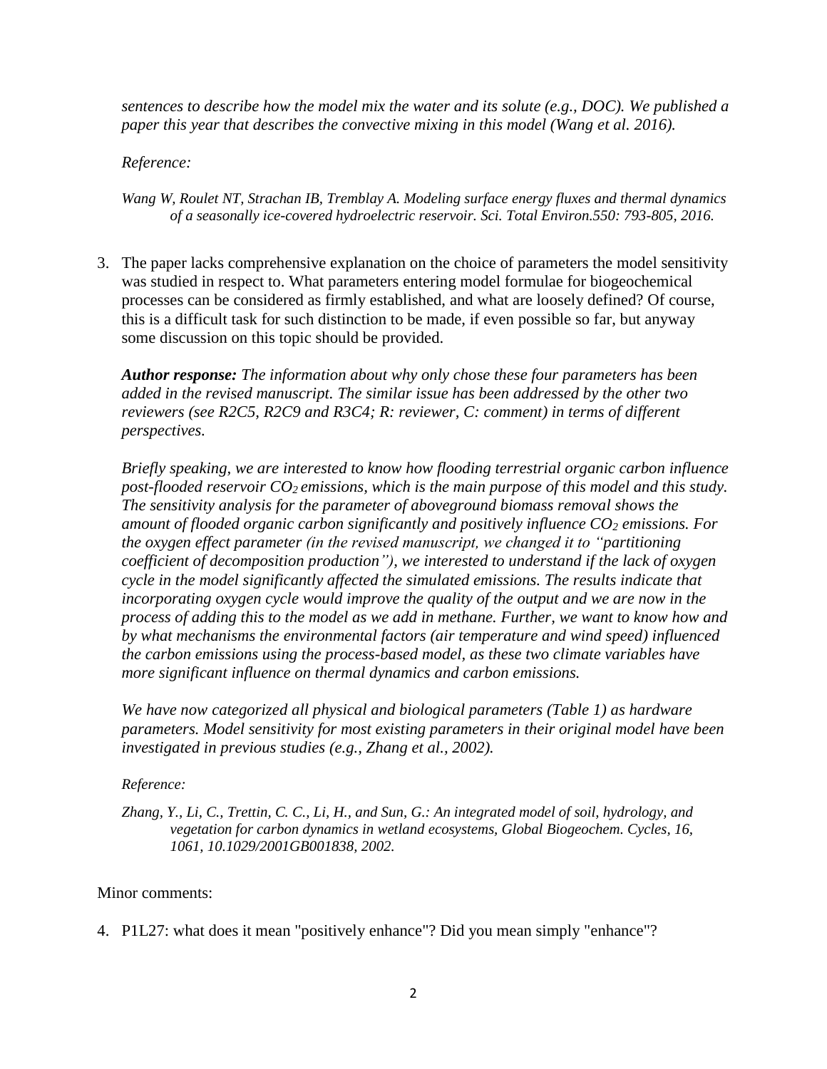*sentences to describe how the model mix the water and its solute (e.g., DOC). We published a paper this year that describes the convective mixing in this model (Wang et al. 2016).*

*Reference:*

*Wang W, Roulet NT, Strachan IB, Tremblay A. Modeling surface energy fluxes and thermal dynamics of a seasonally ice-covered hydroelectric reservoir. Sci. Total Environ.550: 793-805, 2016.*

3. The paper lacks comprehensive explanation on the choice of parameters the model sensitivity was studied in respect to. What parameters entering model formulae for biogeochemical processes can be considered as firmly established, and what are loosely defined? Of course, this is a difficult task for such distinction to be made, if even possible so far, but anyway some discussion on this topic should be provided.

   ***Author response:*** *The information about why only chose these four parameters has been added in the revised manuscript. The similar issue has been addressed by the other two reviewers (see R2C5, R2C9 and R3C4; R: reviewer, C: comment) in terms of different perspectives.*

   *Briefly speaking, we are interested to know how flooding terrestrial organic carbon influence post-flooded reservoir $CO_2$ emissions, which is the main purpose of this model and this study. The sensitivity analysis for the parameter of aboveground biomass removal shows the amount of flooded organic carbon significantly and positively influence $CO_2$ emissions. For the oxygen effect parameter (in the revised manuscript, we changed it to "partitioning coefficient of decomposition production"), we interested to understand if the lack of oxygen cycle in the model significantly affected the simulated emissions. The results indicate that incorporating oxygen cycle would improve the quality of the output and we are now in the process of adding this to the model as we add in methane. Further, we want to know how and by what mechanisms the environmental factors (air temperature and wind speed) influenced the carbon emissions using the process-based model, as these two climate variables have more significant influence on thermal dynamics and carbon emissions.*

   *We have now categorized all physical and biological parameters (Table 1) as hardware parameters. Model sensitivity for most existing parameters in their original model have been investigated in previous studies (e.g., Zhang et al., 2002).*

   *Reference:*

   *Zhang, Y., Li, C., Trettin, C. C., Li, H., and Sun, G.: An integrated model of soil, hydrology, and vegetation for carbon dynamics in wetland ecosystems, Global Biogeochem. Cycles, 16, 1061, 10.1029/2001GB001838, 2002.*

Minor comments:

4. P1L27: what does it mean "positively enhance"? Did you mean simply "enhance"?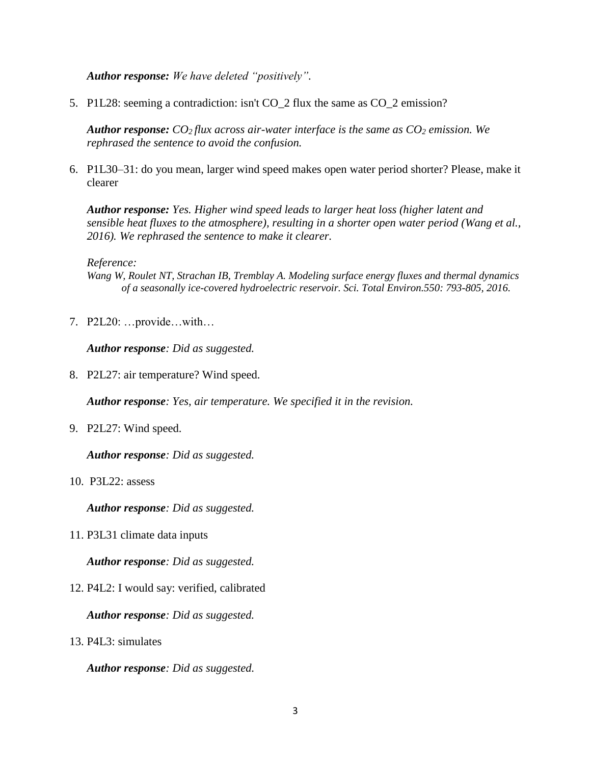***Author response:*** *We have deleted "positively".*

5. P1L28: seeming a contradiction: isn't CO_2 flux the same as CO_2 emission?

   ***Author response:*** *$CO_2$ flux across air-water interface is the same as $CO_2$ emission. We rephrased the sentence to avoid the confusion.*

6. P1L30–31: do you mean, larger wind speed makes open water period shorter? Please, make it clearer

   ***Author response:*** *Yes. Higher wind speed leads to larger heat loss (higher latent and sensible heat fluxes to the atmosphere), resulting in a shorter open water period (Wang et al., 2016). We rephrased the sentence to make it clearer.*

   *Reference:*
   *Wang W, Roulet NT, Strachan IB, Tremblay A. Modeling surface energy fluxes and thermal dynamics of a seasonally ice-covered hydroelectric reservoir. Sci. Total Environ.550: 793-805, 2016.*

7. P2L20: …provide…with…

   ***Author response****: Did as suggested.*

8. P2L27: air temperature? Wind speed.

   ***Author response****: Yes, air temperature. We specified it in the revision.*

9. P2L27: Wind speed.

   ***Author response****: Did as suggested.*

10. P3L22: assess

    ***Author response****: Did as suggested.*

11. P3L31 climate data inputs

    ***Author response****: Did as suggested.*

12. P4L2: I would say: verified, calibrated

    ***Author response****: Did as suggested.*

13. P4L3: simulates

    ***Author response****: Did as suggested.*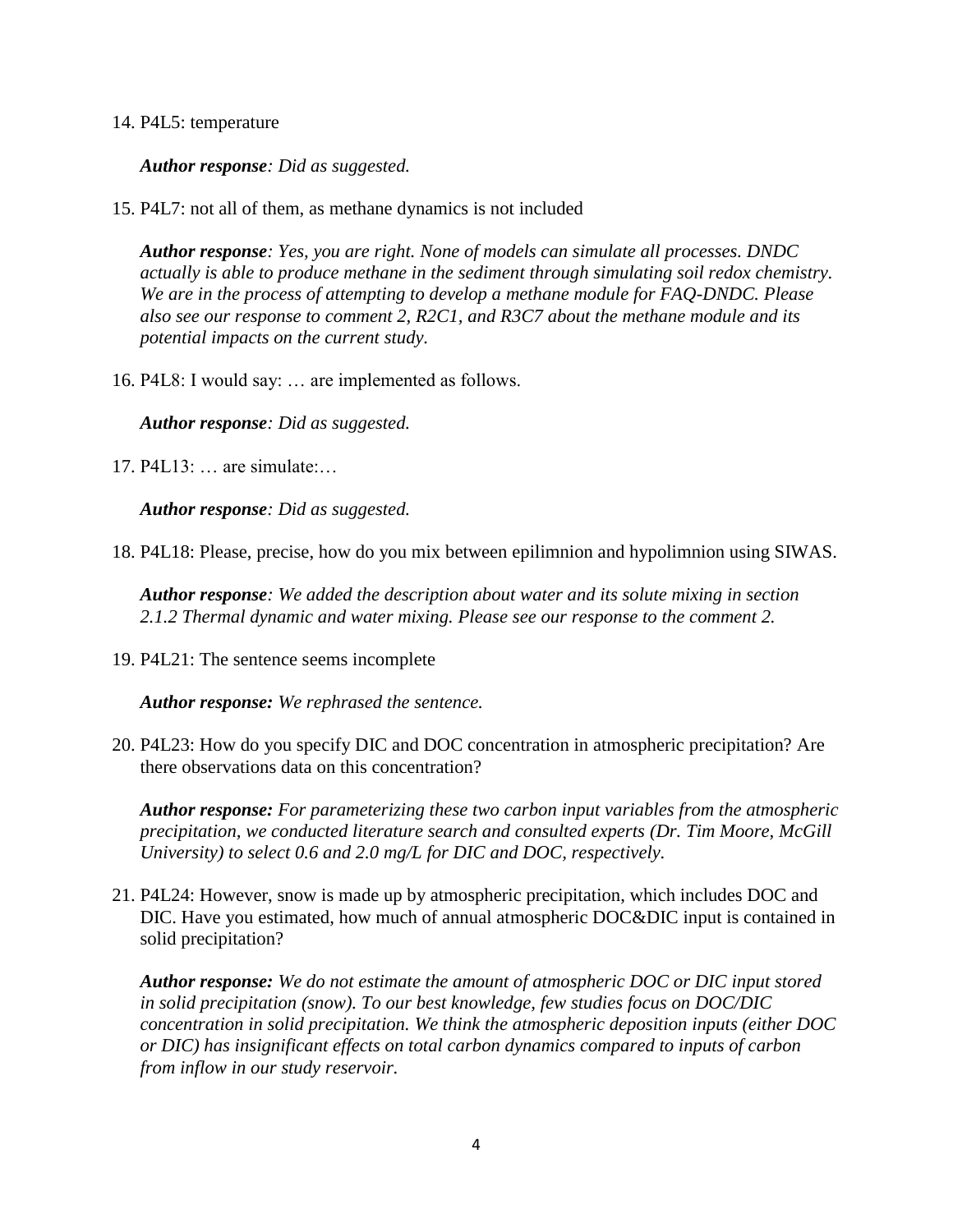14. P4L5: temperature

    ***Author response**: Did as suggested.*

15. P4L7: not all of them, as methane dynamics is not included

    ***Author response**: Yes, you are right. None of models can simulate all processes. DNDC actually is able to produce methane in the sediment through simulating soil redox chemistry. We are in the process of attempting to develop a methane module for FAQ-DNDC. Please also see our response to comment 2, R2C1, and R3C7 about the methane module and its potential impacts on the current study.*

16. P4L8: I would say: … are implemented as follows.

    ***Author response**: Did as suggested.*

17. P4L13: … are simulate:…

    ***Author response**: Did as suggested.*

18. P4L18: Please, precise, how do you mix between epilimnion and hypolimnion using SIWAS.

    ***Author response**: We added the description about water and its solute mixing in section 2.1.2 Thermal dynamic and water mixing. Please see our response to the comment 2.*

19. P4L21: The sentence seems incomplete

    ***Author response:** We rephrased the sentence.*

20. P4L23: How do you specify DIC and DOC concentration in atmospheric precipitation? Are there observations data on this concentration?

    ***Author response:** For parameterizing these two carbon input variables from the atmospheric precipitation, we conducted literature search and consulted experts (Dr. Tim Moore, McGill University) to select 0.6 and 2.0 mg/L for DIC and DOC, respectively.*

21. P4L24: However, snow is made up by atmospheric precipitation, which includes DOC and DIC. Have you estimated, how much of annual atmospheric DOC&DIC input is contained in solid precipitation?

    ***Author response:** We do not estimate the amount of atmospheric DOC or DIC input stored in solid precipitation (snow). To our best knowledge, few studies focus on DOC/DIC concentration in solid precipitation. We think the atmospheric deposition inputs (either DOC or DIC) has insignificant effects on total carbon dynamics compared to inputs of carbon from inflow in our study reservoir.*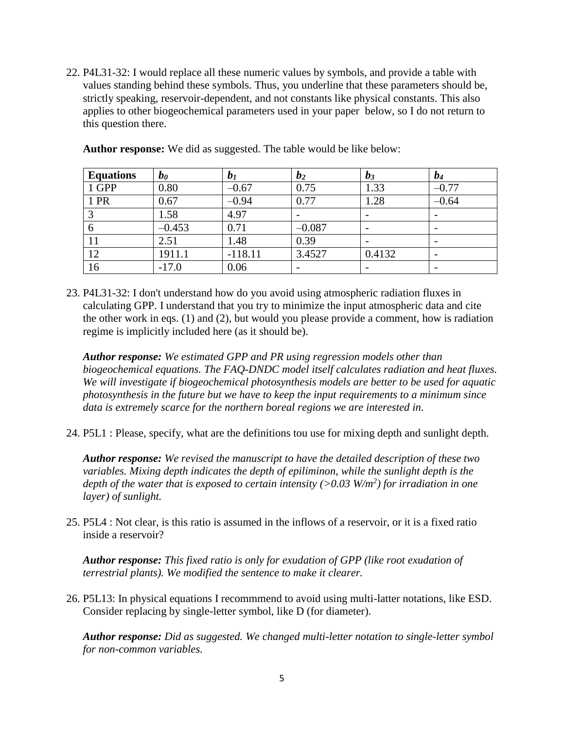22. P4L31-32: I would replace all these numeric values by symbols, and provide a table with values standing behind these symbols. Thus, you underline that these parameters should be, strictly speaking, reservoir-dependent, and not constants like physical constants. This also applies to other biogeochemical parameters used in your paper below, so I do not return to this question there.

    **Author response:** We did as suggested. The table would be like below:

| **Equations** | $b_0$ | $b_1$ | $b_2$ | $b_3$ | $b_4$ |
|---|---|---|---|---|---|
| 1 GPP | 0.80 | –0.67 | 0.75 | 1.33 | –0.77 |
| 1 PR | 0.67 | –0.94 | 0.77 | 1.28 | –0.64 |
| 3 | 1.58 | 4.97 | - | - | - |
| 6 | –0.453 | 0.71 | –0.087 | - | - |
| 11 | 2.51 | 1.48 | 0.39 | - | - |
| 12 | 1911.1 | -118.11 | 3.4527 | 0.4132 | - |
| 16 | -17.0 | 0.06 | - | - | - |

23. P4L31-32: I don't understand how do you avoid using atmospheric radiation fluxes in calculating GPP. I understand that you try to minimize the input atmospheric data and cite the other work in eqs. (1) and (2), but would you please provide a comment, how is radiation regime is implicitly included here (as it should be).

    ***Author response:*** *We estimated GPP and PR using regression models other than biogeochemical equations. The FAQ-DNDC model itself calculates radiation and heat fluxes. We will investigate if biogeochemical photosynthesis models are better to be used for aquatic photosynthesis in the future but we have to keep the input requirements to a minimum since data is extremely scarce for the northern boreal regions we are interested in.*

24. P5L1 : Please, specify, what are the definitions tou use for mixing depth and sunlight depth.

    ***Author response:*** *We revised the manuscript to have the detailed description of these two variables. Mixing depth indicates the depth of epiliminon, while the sunlight depth is the depth of the water that is exposed to certain intensity (>0.03 W/m$^2$) for irradiation in one layer) of sunlight.*

25. P5L4 : Not clear, is this ratio is assumed in the inflows of a reservoir, or it is a fixed ratio inside a reservoir?

    ***Author response:*** *This fixed ratio is only for exudation of GPP (like root exudation of terrestrial plants). We modified the sentence to make it clearer.*

26. P5L13: In physical equations I recommmend to avoid using multi-latter notations, like ESD. Consider replacing by single-letter symbol, like D (for diameter).

    ***Author response:*** *Did as suggested. We changed multi-letter notation to single-letter symbol for non-common variables.*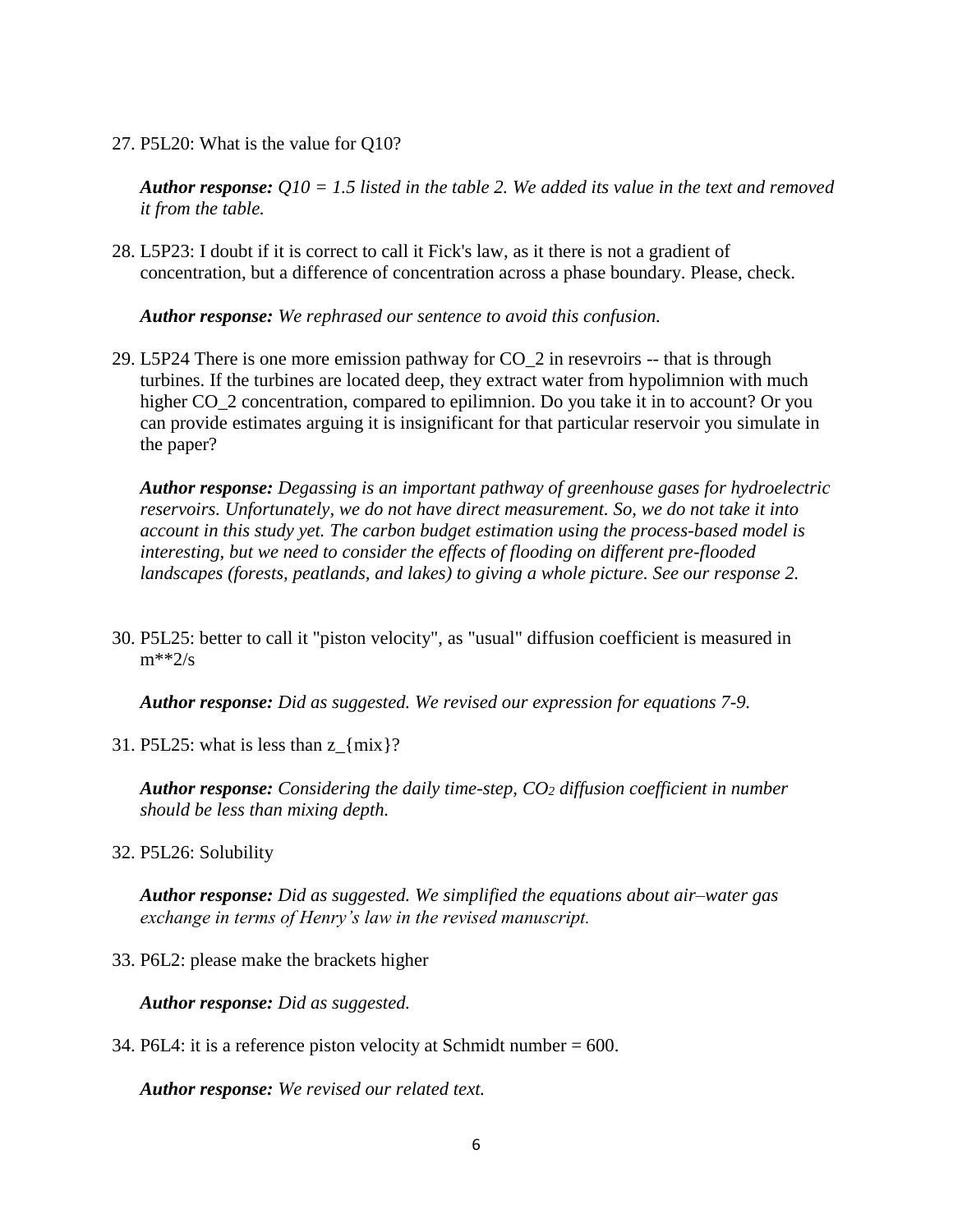27. P5L20: What is the value for Q10?

    ***Author response:*** *Q10 = 1.5 listed in the table 2. We added its value in the text and removed it from the table.*

28. L5P23: I doubt if it is correct to call it Fick's law, as it there is not a gradient of concentration, but a difference of concentration across a phase boundary. Please, check.

    ***Author response:*** *We rephrased our sentence to avoid this confusion.*

29. L5P24 There is one more emission pathway for CO_2 in resevroirs -- that is through turbines. If the turbines are located deep, they extract water from hypolimnion with much higher CO_2 concentration, compared to epilimnion. Do you take it in to account? Or you can provide estimates arguing it is insignificant for that particular reservoir you simulate in the paper?

    ***Author response:*** *Degassing is an important pathway of greenhouse gases for hydroelectric reservoirs. Unfortunately, we do not have direct measurement. So, we do not take it into account in this study yet. The carbon budget estimation using the process-based model is interesting, but we need to consider the effects of flooding on different pre-flooded landscapes (forests, peatlands, and lakes) to giving a whole picture. See our response 2.*

30. P5L25: better to call it "piston velocity", as "usual" diffusion coefficient is measured in m**2/s

    ***Author response:*** *Did as suggested. We revised our expression for equations 7-9.*

31. P5L25: what is less than z_{mix}?

    ***Author response:*** *Considering the daily time-step, $CO_2$ diffusion coefficient in number should be less than mixing depth.*

32. P5L26: Solubility

    ***Author response:*** *Did as suggested. We simplified the equations about air–water gas exchange in terms of Henry's law in the revised manuscript.*

33. P6L2: please make the brackets higher

    ***Author response:*** *Did as suggested.*

34. P6L4: it is a reference piston velocity at Schmidt number = 600.

    ***Author response:*** *We revised our related text.*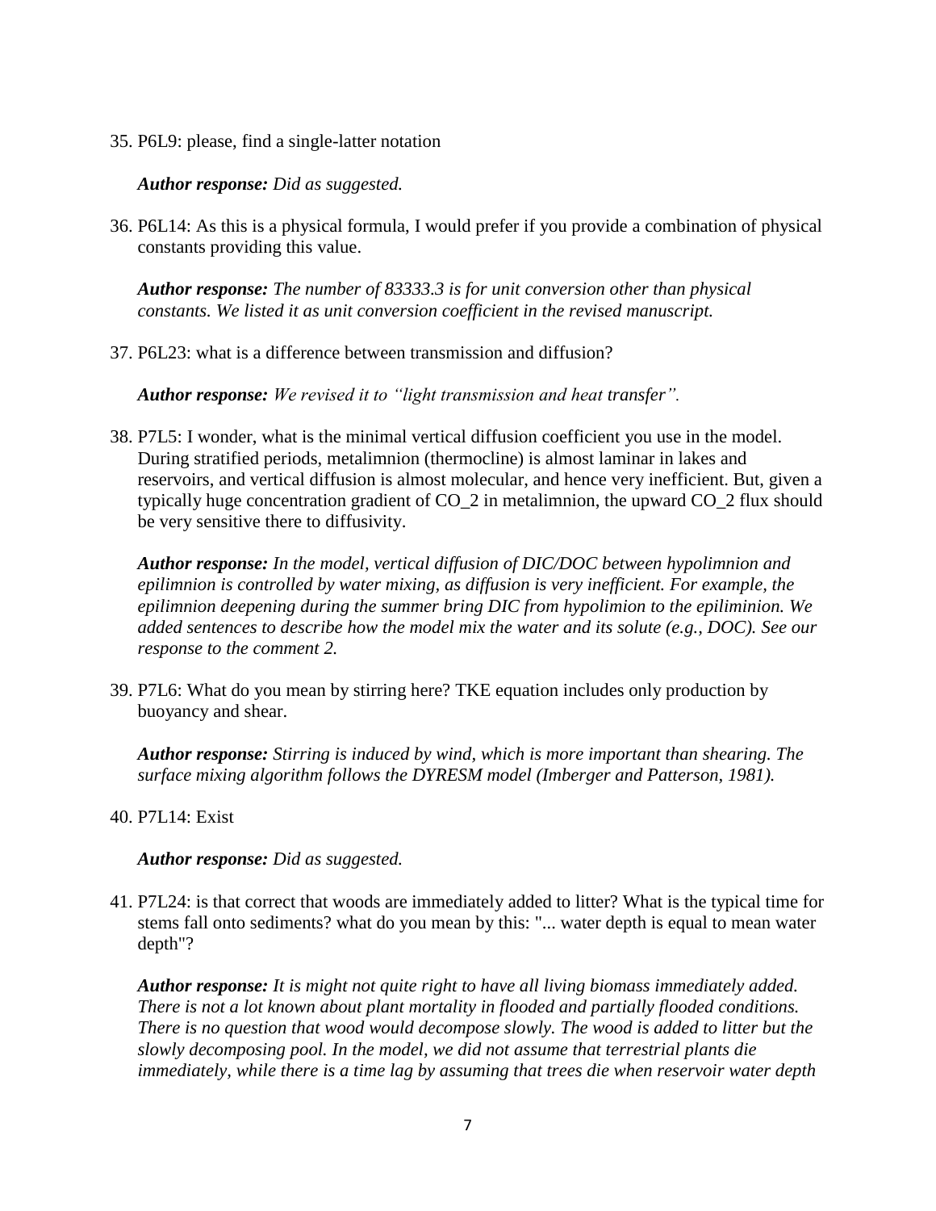35. P6L9: please, find a single-latter notation

    ***Author response:*** *Did as suggested.*

36. P6L14: As this is a physical formula, I would prefer if you provide a combination of physical constants providing this value.

    ***Author response:*** *The number of 83333.3 is for unit conversion other than physical constants. We listed it as unit conversion coefficient in the revised manuscript.*

37. P6L23: what is a difference between transmission and diffusion?

    ***Author response:*** *We revised it to "light transmission and heat transfer".*

38. P7L5: I wonder, what is the minimal vertical diffusion coefficient you use in the model. During stratified periods, metalimnion (thermocline) is almost laminar in lakes and reservoirs, and vertical diffusion is almost molecular, and hence very inefficient. But, given a typically huge concentration gradient of CO_2 in metalimnion, the upward CO_2 flux should be very sensitive there to diffusivity.

    ***Author response:*** *In the model, vertical diffusion of DIC/DOC between hypolimnion and epilimnion is controlled by water mixing, as diffusion is very inefficient. For example, the epilimnion deepening during the summer bring DIC from hypolimion to the epiliminion. We added sentences to describe how the model mix the water and its solute (e.g., DOC). See our response to the comment 2.*

39. P7L6: What do you mean by stirring here? TKE equation includes only production by buoyancy and shear.

    ***Author response:*** *Stirring is induced by wind, which is more important than shearing. The surface mixing algorithm follows the DYRESM model (Imberger and Patterson, 1981).*

40. P7L14: Exist

    ***Author response:*** *Did as suggested.*

41. P7L24: is that correct that woods are immediately added to litter? What is the typical time for stems fall onto sediments? what do you mean by this: "... water depth is equal to mean water depth"?

    ***Author response:*** *It is might not quite right to have all living biomass immediately added. There is not a lot known about plant mortality in flooded and partially flooded conditions. There is no question that wood would decompose slowly. The wood is added to litter but the slowly decomposing pool. In the model, we did not assume that terrestrial plants die immediately, while there is a time lag by assuming that trees die when reservoir water depth*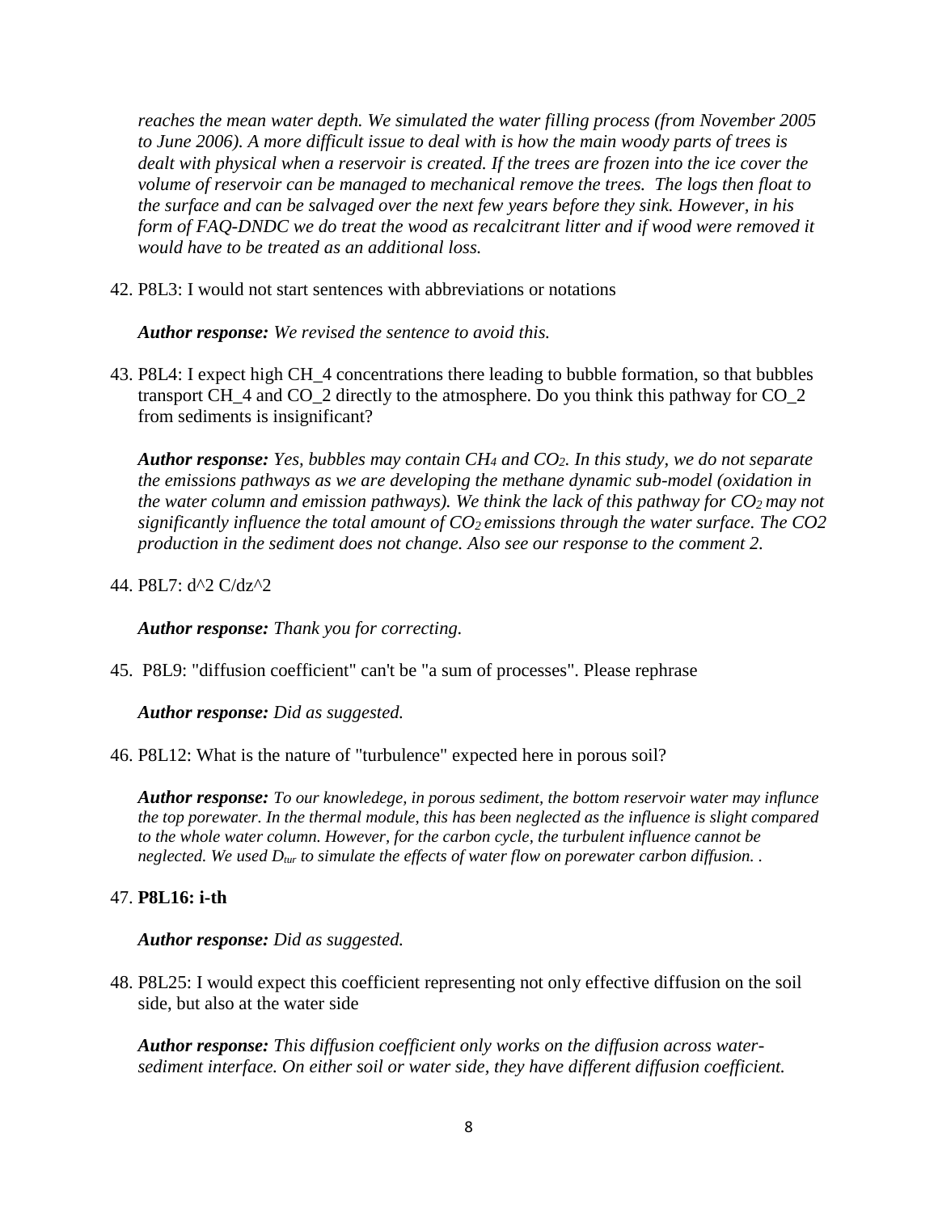*reaches the mean water depth. We simulated the water filling process (from November 2005 to June 2006). A more difficult issue to deal with is how the main woody parts of trees is dealt with physical when a reservoir is created. If the trees are frozen into the ice cover the volume of reservoir can be managed to mechanical remove the trees. The logs then float to the surface and can be salvaged over the next few years before they sink. However, in his form of FAQ-DNDC we do treat the wood as recalcitrant litter and if wood were removed it would have to be treated as an additional loss.*

42. P8L3: I would not start sentences with abbreviations or notations

    ***Author response:*** *We revised the sentence to avoid this.*

43. P8L4: I expect high CH_4 concentrations there leading to bubble formation, so that bubbles transport CH_4 and CO_2 directly to the atmosphere. Do you think this pathway for CO_2 from sediments is insignificant?

    ***Author response:*** *Yes, bubbles may contain $CH_4$ and $CO_2$. In this study, we do not separate the emissions pathways as we are developing the methane dynamic sub-model (oxidation in the water column and emission pathways). We think the lack of this pathway for $CO_2$ may not significantly influence the total amount of $CO_2$ emissions through the water surface. The CO2 production in the sediment does not change. Also see our response to the comment 2.*

44. P8L7: d^2 C/dz^2

    ***Author response:*** *Thank you for correcting.*

45. P8L9: "diffusion coefficient" can't be "a sum of processes". Please rephrase

    ***Author response:*** *Did as suggested.*

46. P8L12: What is the nature of "turbulence" expected here in porous soil?

    ***Author response:*** *To our knowledege, in porous sediment, the bottom reservoir water may influnce the top porewater. In the thermal module, this has been neglected as the influence is slight compared to the whole water column. However, for the carbon cycle, the turbulent influence cannot be neglected. We used $D_{tur}$ to simulate the effects of water flow on porewater carbon diffusion. .*

47. **P8L16: i-th**

    ***Author response:*** *Did as suggested.*

48. P8L25: I would expect this coefficient representing not only effective diffusion on the soil side, but also at the water side

    ***Author response:*** *This diffusion coefficient only works on the diffusion across water-sediment interface. On either soil or water side, they have different diffusion coefficient.*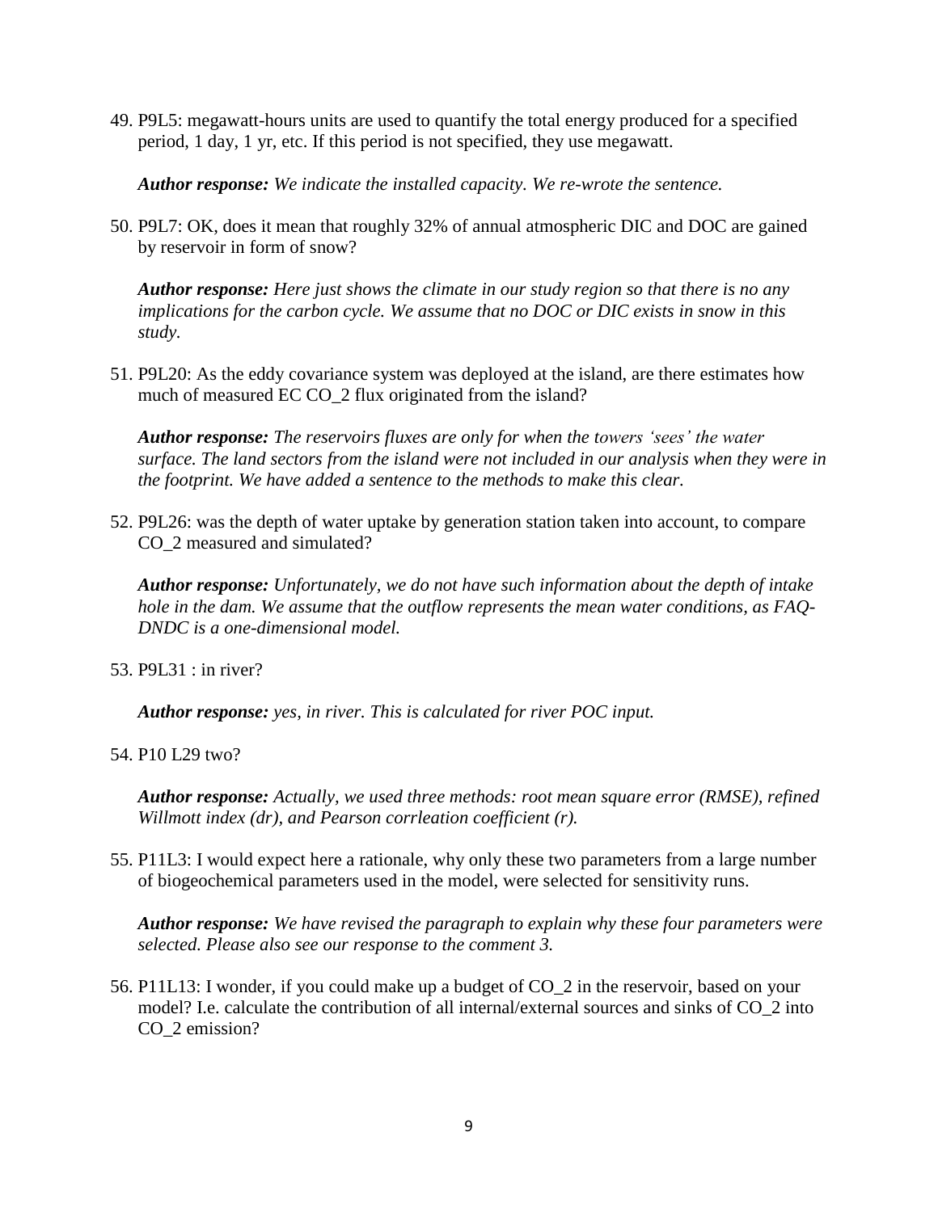49. P9L5: megawatt-hours units are used to quantify the total energy produced for a specified period, 1 day, 1 yr, etc. If this period is not specified, they use megawatt.

    ***Author response:*** *We indicate the installed capacity. We re-wrote the sentence.*

50. P9L7: OK, does it mean that roughly 32% of annual atmospheric DIC and DOC are gained by reservoir in form of snow?

    ***Author response:*** *Here just shows the climate in our study region so that there is no any implications for the carbon cycle. We assume that no DOC or DIC exists in snow in this study.*

51. P9L20: As the eddy covariance system was deployed at the island, are there estimates how much of measured EC $CO_2$ flux originated from the island?

    ***Author response:*** *The reservoirs fluxes are only for when the towers 'sees' the water surface. The land sectors from the island were not included in our analysis when they were in the footprint. We have added a sentence to the methods to make this clear.*

52. P9L26: was the depth of water uptake by generation station taken into account, to compare $CO_2$ measured and simulated?

    ***Author response:*** *Unfortunately, we do not have such information about the depth of intake hole in the dam. We assume that the outflow represents the mean water conditions, as FAQ-DNDC is a one-dimensional model.*

53. P9L31 : in river?

    ***Author response:*** *yes, in river. This is calculated for river POC input.*

54. P10 L29 two?

    ***Author response:*** *Actually, we used three methods: root mean square error (RMSE), refined Willmott index (dr), and Pearson corrleation coefficient (r).*

55. P11L3: I would expect here a rationale, why only these two parameters from a large number of biogeochemical parameters used in the model, were selected for sensitivity runs.

    ***Author response:*** *We have revised the paragraph to explain why these four parameters were selected. Please also see our response to the comment 3.*

56. P11L13: I wonder, if you could make up a budget of $CO_2$ in the reservoir, based on your model? I.e. calculate the contribution of all internal/external sources and sinks of $CO_2$ into $CO_2$ emission?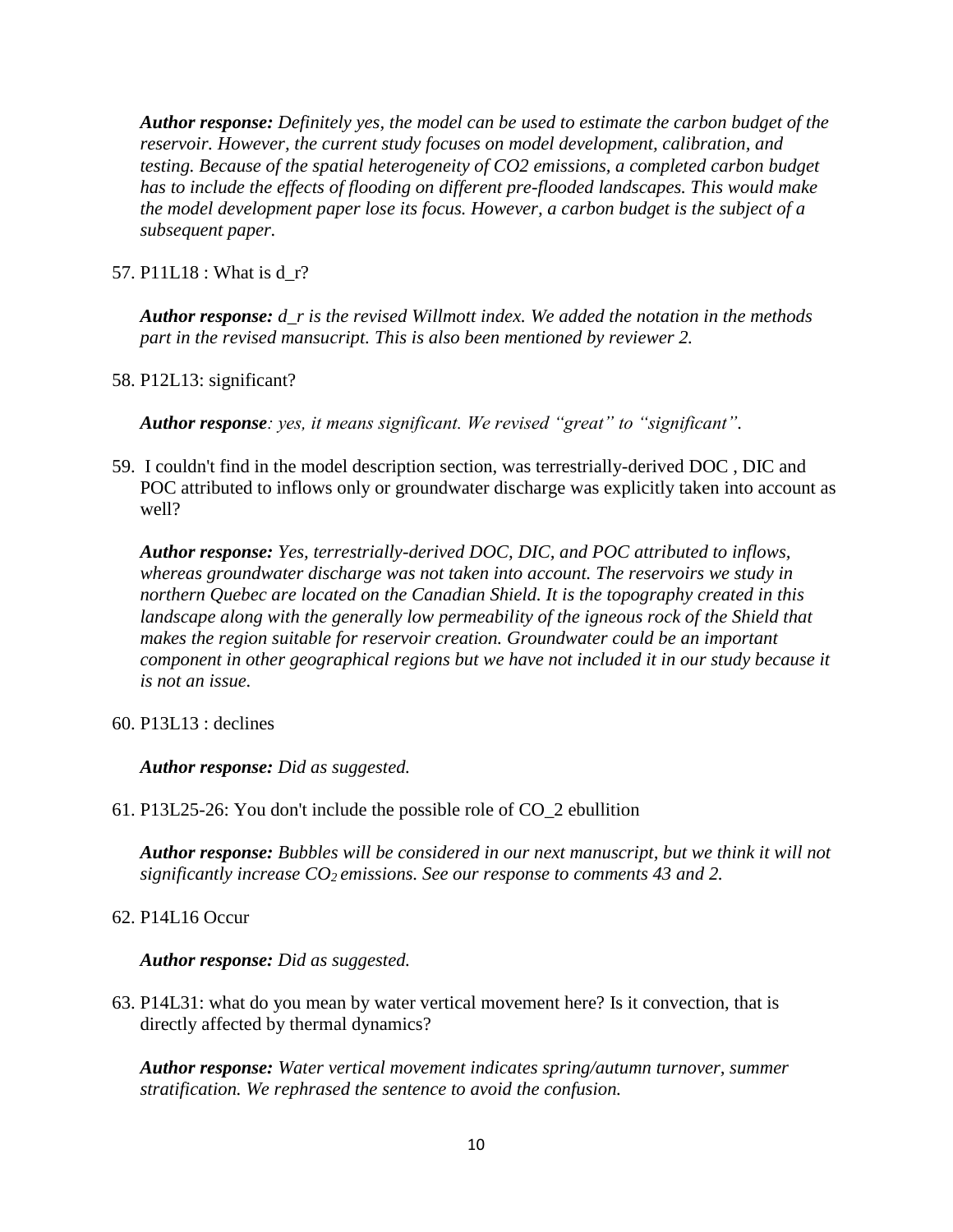***Author response:*** *Definitely yes, the model can be used to estimate the carbon budget of the reservoir. However, the current study focuses on model development, calibration, and testing. Because of the spatial heterogeneity of CO2 emissions, a completed carbon budget has to include the effects of flooding on different pre-flooded landscapes. This would make the model development paper lose its focus. However, a carbon budget is the subject of a subsequent paper.*

57. P11L18 : What is d_r?

    ***Author response:*** *d_r is the revised Willmott index. We added the notation in the methods part in the revised mansucript. This is also been mentioned by reviewer 2.*

58. P12L13: significant?

    ***Author response****: yes, it means significant. We revised "great" to "significant".*

59. I couldn't find in the model description section, was terrestrially-derived DOC , DIC and POC attributed to inflows only or groundwater discharge was explicitly taken into account as well?

    ***Author response:*** *Yes, terrestrially-derived DOC, DIC, and POC attributed to inflows, whereas groundwater discharge was not taken into account. The reservoirs we study in northern Quebec are located on the Canadian Shield. It is the topography created in this landscape along with the generally low permeability of the igneous rock of the Shield that makes the region suitable for reservoir creation. Groundwater could be an important component in other geographical regions but we have not included it in our study because it is not an issue.*

60. P13L13 : declines

    ***Author response:*** *Did as suggested.*

61. P13L25-26: You don't include the possible role of CO_2 ebullition

    ***Author response:*** *Bubbles will be considered in our next manuscript, but we think it will not significantly increase $CO_2$ emissions. See our response to comments 43 and 2.*

62. P14L16 Occur

    ***Author response:*** *Did as suggested.*

63. P14L31: what do you mean by water vertical movement here? Is it convection, that is directly affected by thermal dynamics?

    ***Author response:*** *Water vertical movement indicates spring/autumn turnover, summer stratification. We rephrased the sentence to avoid the confusion.*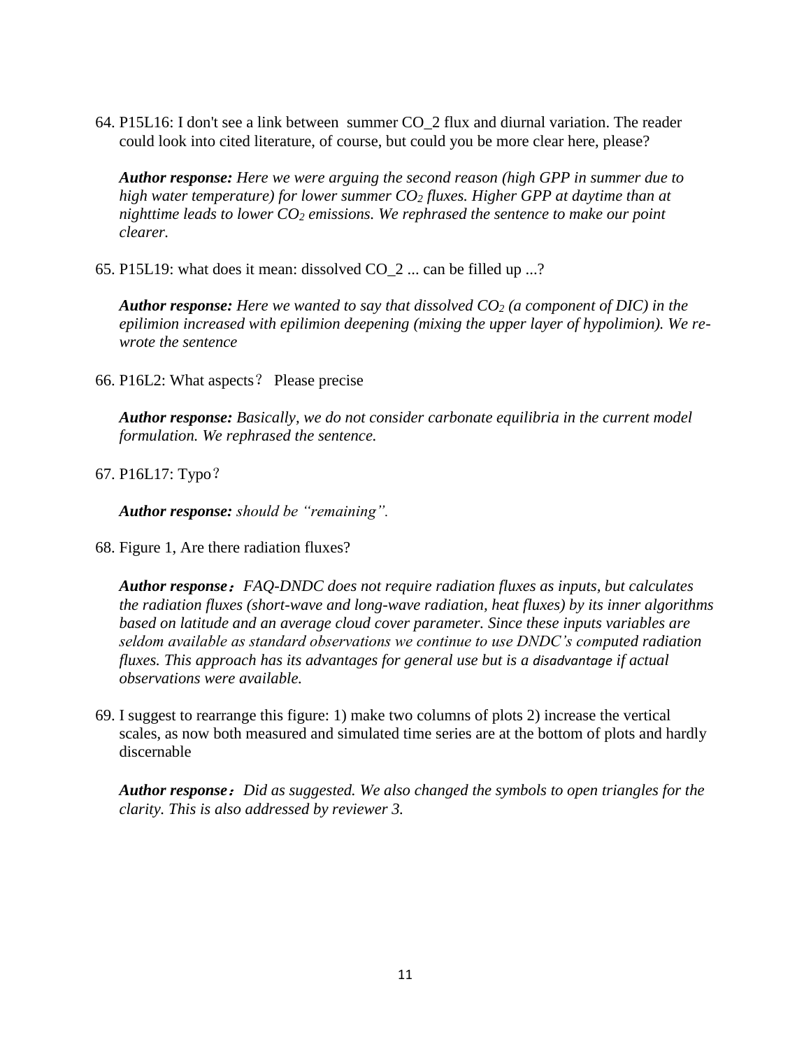64. P15L16: I don't see a link between summer CO_2 flux and diurnal variation. The reader could look into cited literature, of course, but could you be more clear here, please?

    ***Author response:*** *Here we were arguing the second reason (high GPP in summer due to high water temperature) for lower summer $CO_2$ fluxes. Higher GPP at daytime than at nighttime leads to lower $CO_2$ emissions. We rephrased the sentence to make our point clearer.*

65. P15L19: what does it mean: dissolved CO_2 ... can be filled up ...?

    ***Author response:*** *Here we wanted to say that dissolved $CO_2$ (a component of DIC) in the epilimion increased with epilimion deepening (mixing the upper layer of hypolimion). We re-wrote the sentence*

66. P16L2: What aspects？ Please precise

    ***Author response:*** *Basically, we do not consider carbonate equilibria in the current model formulation. We rephrased the sentence.*

67. P16L17: Typo？

    ***Author response:*** *should be "remaining".*

68. Figure 1, Are there radiation fluxes?

    ***Author response*：** *FAQ-DNDC does not require radiation fluxes as inputs, but calculates the radiation fluxes (short-wave and long-wave radiation, heat fluxes) by its inner algorithms based on latitude and an average cloud cover parameter. Since these inputs variables are seldom available as standard observations we continue to use DNDC's computed radiation fluxes. This approach has its advantages for general use but is a disadvantage if actual observations were available.*

69. I suggest to rearrange this figure: 1) make two columns of plots 2) increase the vertical scales, as now both measured and simulated time series are at the bottom of plots and hardly discernable

    ***Author response*：** *Did as suggested. We also changed the symbols to open triangles for the clarity. This is also addressed by reviewer 3.*